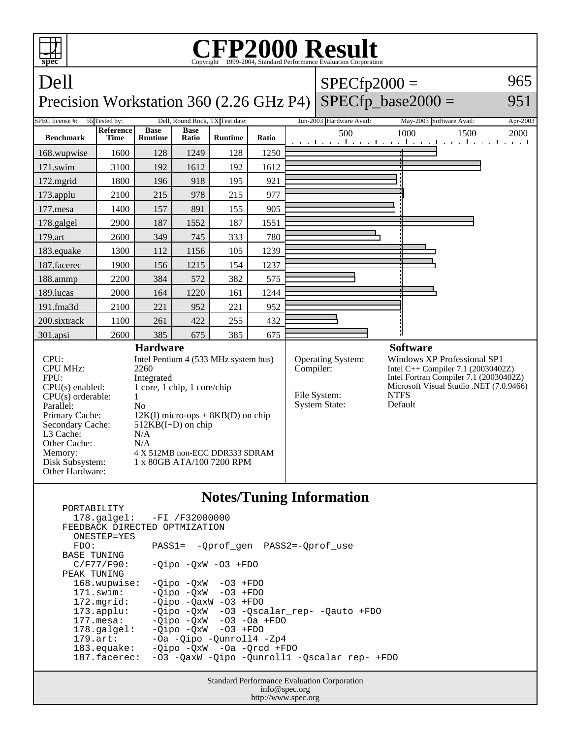# CFP2000 Result

Copyright 1999-2004, Standard Performance Evaluation Corporation

## Dell

## Precision Workstation 360 (2.26 GHz P4)

SPECfp2000 = 965

SPECfp_base2000 = 951

| SPEC license #: | 55 | Tested by: | Dell, Round Rock, TX | Test date: | Jun-2003 | Hardware Avail: | May-2003 | Software Avail: | Apr-2003 |
|---|---|---|---|---|---|---|---|---|---|

| Benchmark | Reference Time | Base Runtime | Base Ratio | Runtime | Ratio |
|---|---|---|---|---|---|
| 168.wupwise | 1600 | 128 | 1249 | 128 | 1250 |
| 171.swim | 3100 | 192 | 1612 | 192 | 1612 |
| 172.mgrid | 1800 | 196 | 918 | 195 | 921 |
| 173.applu | 2100 | 215 | 978 | 215 | 977 |
| 177.mesa | 1400 | 157 | 891 | 155 | 905 |
| 178.galgel | 2900 | 187 | 1552 | 187 | 1551 |
| 179.art | 2600 | 349 | 745 | 333 | 780 |
| 183.equake | 1300 | 112 | 1156 | 105 | 1239 |
| 187.facerec | 1900 | 156 | 1215 | 154 | 1237 |
| 188.ammp | 2200 | 384 | 572 | 382 | 575 |
| 189.lucas | 2000 | 164 | 1220 | 161 | 1244 |
| 191.fma3d | 2100 | 221 | 952 | 221 | 952 |
| 200.sixtrack | 1100 | 261 | 422 | 255 | 432 |
| 301.apsi | 2600 | 385 | 675 | 385 | 675 |

### Hardware

| | |
|---|---|
| CPU: | Intel Pentium 4 (533 MHz system bus) |
| CPU MHz: | 2260 |
| FPU: | Integrated |
| CPU(s) enabled: | 1 core, 1 chip, 1 core/chip |
| CPU(s) orderable: | 1 |
| Parallel: | No |
| Primary Cache: | 12K(I) micro-ops + 8KB(D) on chip |
| Secondary Cache: | 512KB(I+D) on chip |
| L3 Cache: | N/A |
| Other Cache: | N/A |
| Memory: | 4 X 512MB non-ECC DDR333 SDRAM |
| Disk Subsystem: | 1 x 80GB ATA/100 7200 RPM |
| Other Hardware: | |

### Software

| | |
|---|---|
| Operating System: | Windows XP Professional SP1 |
| Compiler: | Intel C++ Compiler 7.1 (20030402Z)<br>Intel Fortran Compiler 7.1 (20030402Z)<br>Microsoft Visual Studio .NET (7.0.9466) |
| File System: | NTFS |
| System State: | Default |

### Notes/Tuning Information

```
PORTABILITY
  178.galgel:   -FI /F32000000
FEEDBACK DIRECTED OPTMIZATION
  ONESTEP=YES
  FDO:          PASS1=  -Qprof_gen  PASS2=-Qprof_use
BASE TUNING
  C/F77/F90:    -Qipo -QxW -O3 +FDO
PEAK TUNING
  168.wupwise:  -Qipo -QxW  -O3 +FDO
  171.swim:     -Qipo -QxW  -O3 +FDO
  172.mgrid:    -Qipo -QaxW -O3 +FDO
  173.applu:    -Qipo -QxW  -O3 -Qscalar_rep- -Qauto +FDO
  177.mesa:     -Qipo -QxW  -O3 -Oa +FDO
  178.galgel:   -Qipo -QxW  -O3 +FDO
  179.art:      -Oa -Qipo -Qunroll4 -Zp4
  183.equake:   -Qipo -QxW  -Oa -Qrcd +FDO
  187.facerec:  -O3 -QaxW -Qipo -Qunroll1 -Qscalar_rep- +FDO
```

Standard Performance Evaluation Corporation
info@spec.org
http://www.spec.org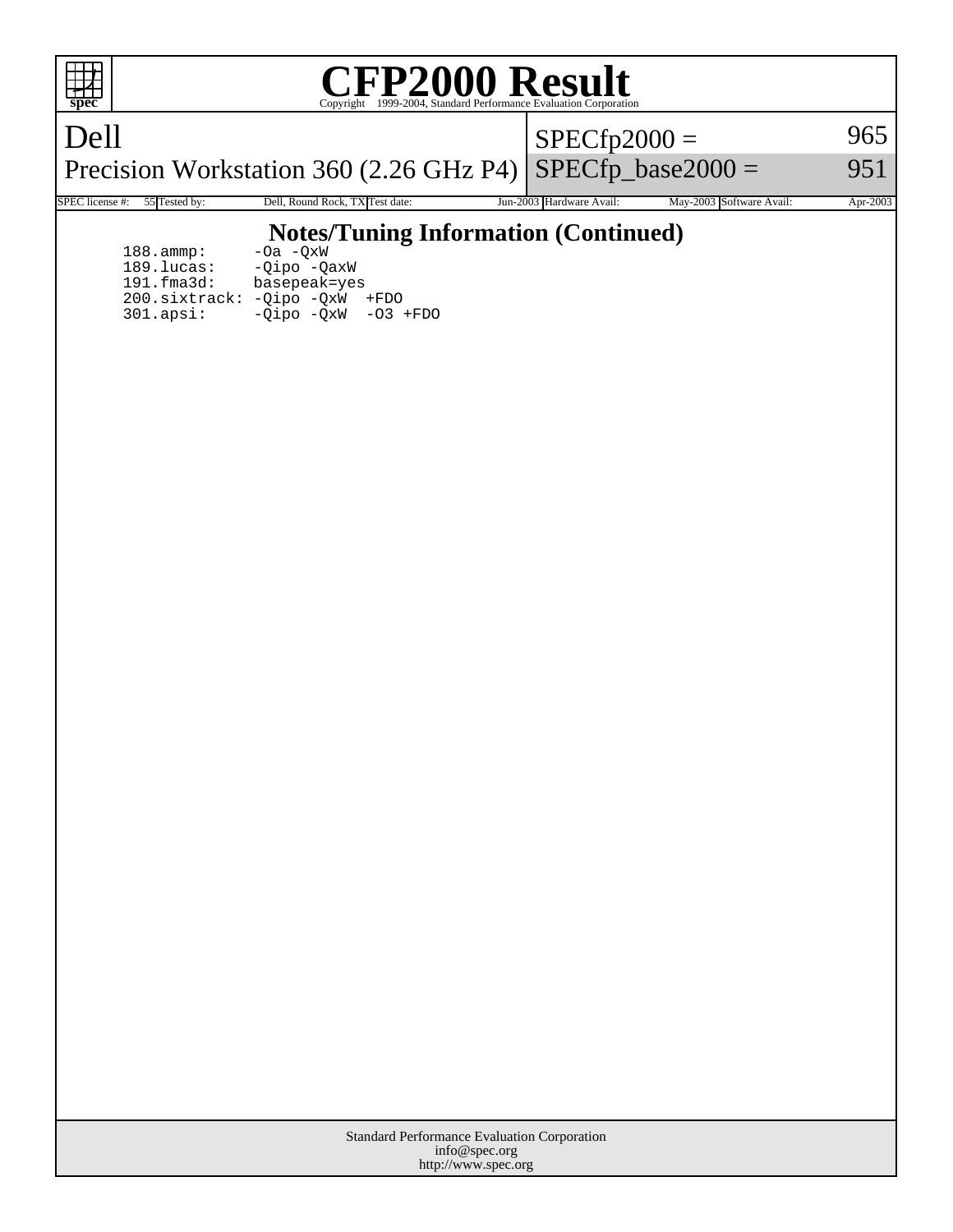# CFP2000 Result

Copyright 1999-2004, Standard Performance Evaluation Corporation

**Dell**

**Precision Workstation 360 (2.26 GHz P4)**

SPECfp2000 = 965

SPECfp_base2000 = 951

| SPEC license #: | 55 | Tested by: | Dell, Round Rock, TX | Test date: | Jun-2003 | Hardware Avail: | May-2003 | Software Avail: | Apr-2003 |
|---|---|---|---|---|---|---|---|---|---|

## Notes/Tuning Information (Continued)

```
188.ammp:     -Oa -QxW
189.lucas:    -Qipo -QaxW
191.fma3d:    basepeak=yes
200.sixtrack: -Qipo -QxW  +FDO
301.apsi:     -Qipo -QxW  -O3 +FDO
```

Standard Performance Evaluation Corporation
info@spec.org
http://www.spec.org